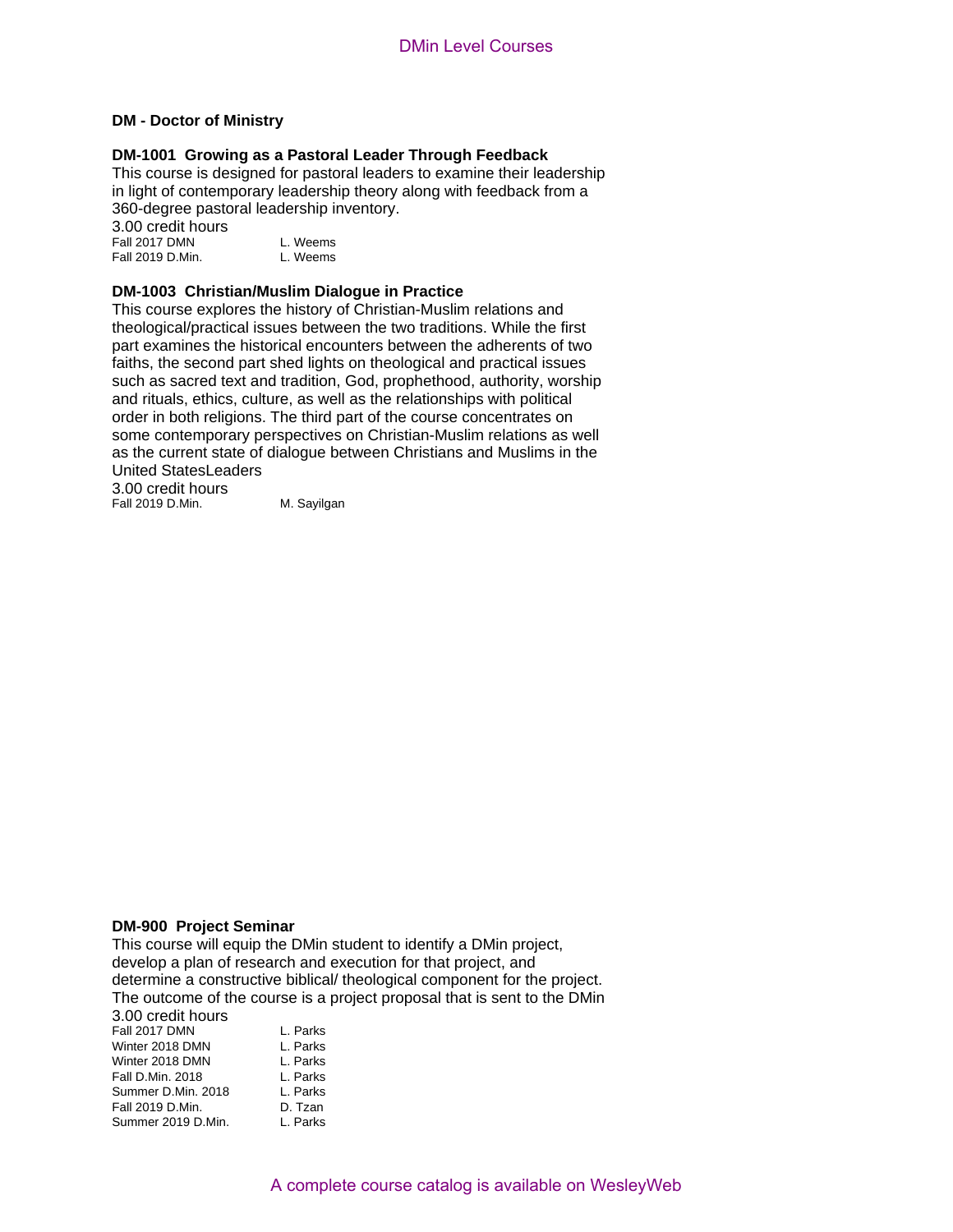## DM - Doctor of Ministry

### DM-1001 Growing as a Pastoral Leader Through Feedback

This course is designed for pastoral leaders to examine their leadership in light of contemporary leadership theory along with feedback from a 360-degree pastoral leadership inventory.

3.00 credit hours

| | |
|---|---|
| Fall 2017 DMN | L. Weems |
| Fall 2019 D.Min. | L. Weems |

### DM-1003 Christian/Muslim Dialogue in Practice

This course explores the history of Christian-Muslim relations and theological/practical issues between the two traditions. While the first part examines the historical encounters between the adherents of two faiths, the second part shed lights on theological and practical issues such as sacred text and tradition, God, prophethood, authority, worship and rituals, ethics, culture, as well as the relationships with political order in both religions. The third part of the course concentrates on some contemporary perspectives on Christian-Muslim relations as well as the current state of dialogue between Christians and Muslims in the United StatesLeaders

3.00 credit hours

| | |
|---|---|
| Fall 2019 D.Min. | M. Sayilgan |

### DM-900 Project Seminar

This course will equip the DMin student to identify a DMin project, develop a plan of research and execution for that project, and determine a constructive biblical/ theological component for the project. The outcome of the course is a project proposal that is sent to the DMin

3.00 credit hours

| | |
|---|---|
| Fall 2017 DMN | L. Parks |
| Winter 2018 DMN | L. Parks |
| Winter 2018 DMN | L. Parks |
| Fall D.Min. 2018 | L. Parks |
| Summer D.Min. 2018 | L. Parks |
| Fall 2019 D.Min. | D. Tzan |
| Summer 2019 D.Min. | L. Parks |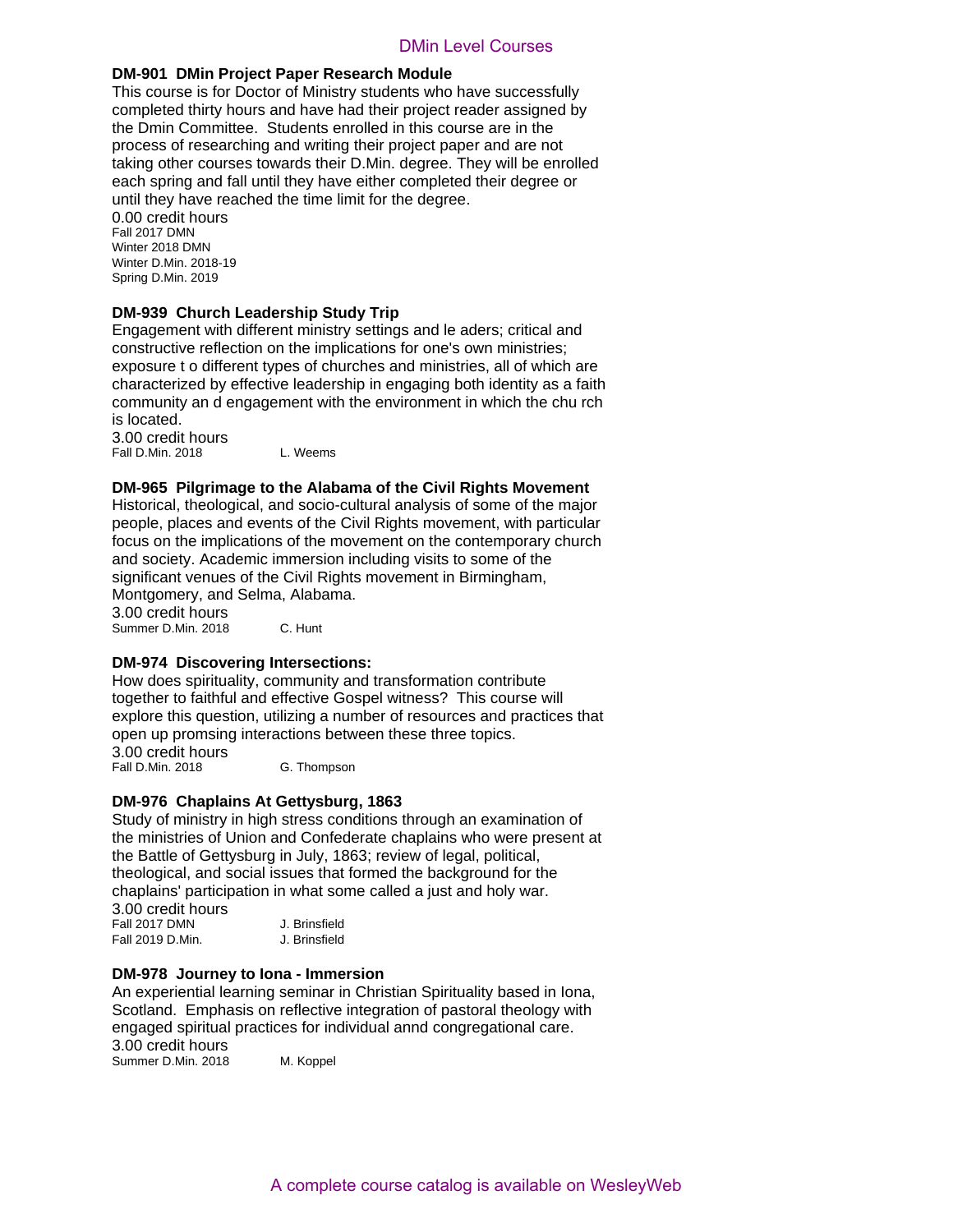## DMin Level Courses

**DM-901 DMin Project Paper Research Module**

This course is for Doctor of Ministry students who have successfully completed thirty hours and have had their project reader assigned by the Dmin Committee. Students enrolled in this course are in the process of researching and writing their project paper and are not taking other courses towards their D.Min. degree. They will be enrolled each spring and fall until they have either completed their degree or until they have reached the time limit for the degree.

0.00 credit hours

Fall 2017 DMN
Winter 2018 DMN
Winter D.Min. 2018-19
Spring D.Min. 2019

**DM-939 Church Leadership Study Trip**

Engagement with different ministry settings and le aders; critical and constructive reflection on the implications for one's own ministries; exposure t o different types of churches and ministries, all of which are characterized by effective leadership in engaging both identity as a faith community an d engagement with the environment in which the chu rch is located.

3.00 credit hours

Fall D.Min. 2018 — L. Weems

**DM-965 Pilgrimage to the Alabama of the Civil Rights Movement**

Historical, theological, and socio-cultural analysis of some of the major people, places and events of the Civil Rights movement, with particular focus on the implications of the movement on the contemporary church and society. Academic immersion including visits to some of the significant venues of the Civil Rights movement in Birmingham, Montgomery, and Selma, Alabama.

3.00 credit hours

Summer D.Min. 2018 — C. Hunt

**DM-974 Discovering Intersections:**

How does spirituality, community and transformation contribute together to faithful and effective Gospel witness? This course will explore this question, utilizing a number of resources and practices that open up promsing interactions between these three topics.

3.00 credit hours

Fall D.Min. 2018 — G. Thompson

**DM-976 Chaplains At Gettysburg, 1863**

Study of ministry in high stress conditions through an examination of the ministries of Union and Confederate chaplains who were present at the Battle of Gettysburg in July, 1863; review of legal, political, theological, and social issues that formed the background for the chaplains' participation in what some called a just and holy war.

3.00 credit hours

Fall 2017 DMN — J. Brinsfield
Fall 2019 D.Min. — J. Brinsfield

**DM-978 Journey to Iona - Immersion**

An experiential learning seminar in Christian Spirituality based in Iona, Scotland. Emphasis on reflective integration of pastoral theology with engaged spiritual practices for individual annd congregational care.

3.00 credit hours

Summer D.Min. 2018 — M. Koppel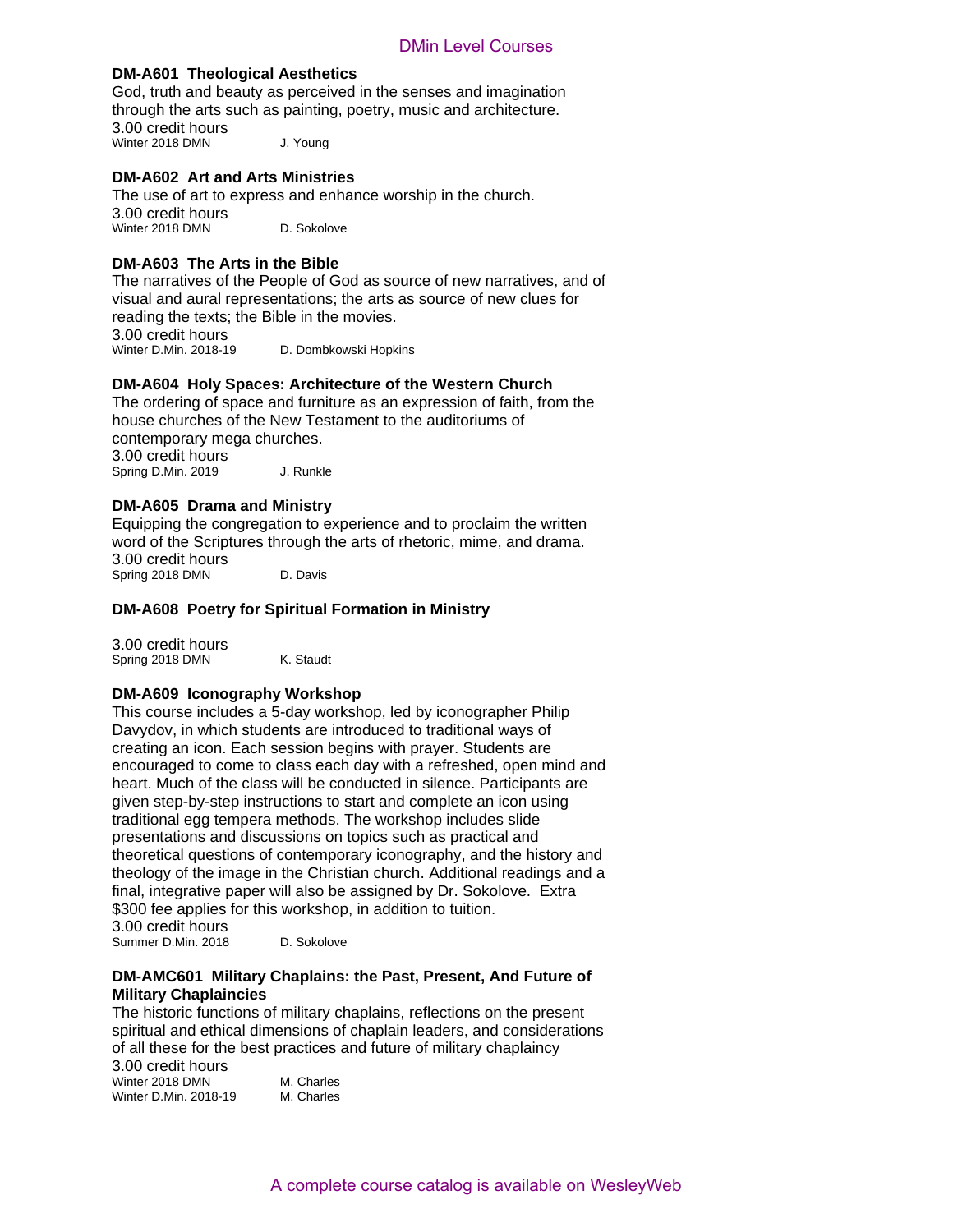# DMin Level Courses

**DM-A601 Theological Aesthetics**

God, truth and beauty as perceived in the senses and imagination through the arts such as painting, poetry, music and architecture.

3.00 credit hours

Winter 2018 DMN J. Young

**DM-A602 Art and Arts Ministries**

The use of art to express and enhance worship in the church.

3.00 credit hours

Winter 2018 DMN D. Sokolove

**DM-A603 The Arts in the Bible**

The narratives of the People of God as source of new narratives, and of visual and aural representations; the arts as source of new clues for reading the texts; the Bible in the movies.

3.00 credit hours

Winter D.Min. 2018-19 D. Dombkowski Hopkins

**DM-A604 Holy Spaces: Architecture of the Western Church**

The ordering of space and furniture as an expression of faith, from the house churches of the New Testament to the auditoriums of contemporary mega churches.

3.00 credit hours

Spring D.Min. 2019 J. Runkle

**DM-A605 Drama and Ministry**

Equipping the congregation to experience and to proclaim the written word of the Scriptures through the arts of rhetoric, mime, and drama.

3.00 credit hours

Spring 2018 DMN D. Davis

**DM-A608 Poetry for Spiritual Formation in Ministry**

3.00 credit hours

Spring 2018 DMN K. Staudt

**DM-A609 Iconography Workshop**

This course includes a 5-day workshop, led by iconographer Philip Davydov, in which students are introduced to traditional ways of creating an icon. Each session begins with prayer. Students are encouraged to come to class each day with a refreshed, open mind and heart. Much of the class will be conducted in silence. Participants are given step-by-step instructions to start and complete an icon using traditional egg tempera methods. The workshop includes slide presentations and discussions on topics such as practical and theoretical questions of contemporary iconography, and the history and theology of the image in the Christian church. Additional readings and a final, integrative paper will also be assigned by Dr. Sokolove. Extra $300 fee applies for this workshop, in addition to tuition.

3.00 credit hours

Summer D.Min. 2018 D. Sokolove

**DM-AMC601 Military Chaplains: the Past, Present, And Future of Military Chaplaincies**

The historic functions of military chaplains, reflections on the present spiritual and ethical dimensions of chaplain leaders, and considerations of all these for the best practices and future of military chaplaincy

3.00 credit hours

Winter 2018 DMN M. Charles

Winter D.Min. 2018-19 M. Charles

A complete course catalog is available on WesleyWeb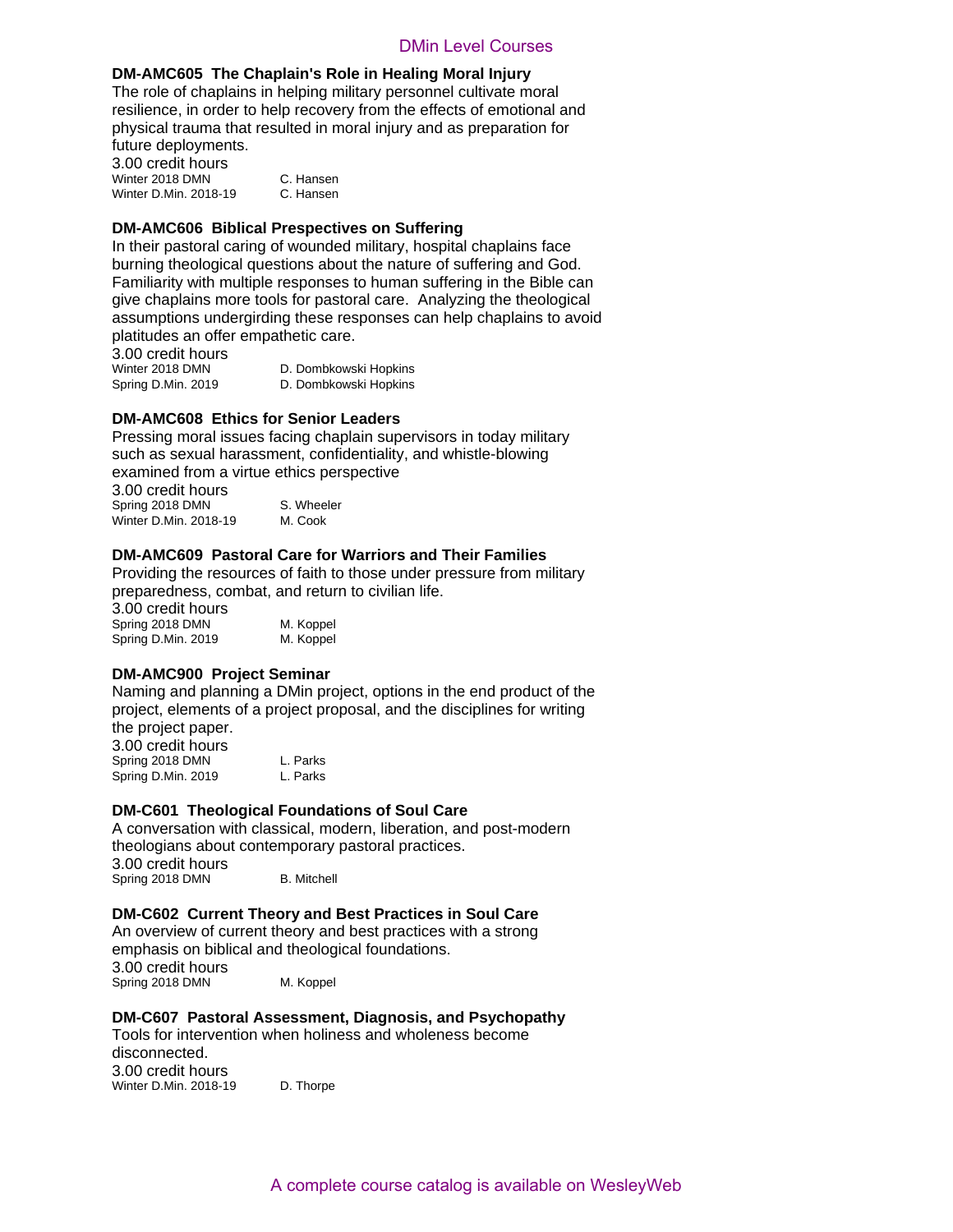# DMin Level Courses

**DM-AMC605  The Chaplain's Role in Healing Moral Injury**

The role of chaplains in helping military personnel cultivate moral resilience, in order to help recovery from the effects of emotional and physical trauma that resulted in moral injury and as preparation for future deployments.

3.00 credit hours

Winter 2018 DMN    C. Hansen
Winter D.Min. 2018-19    C. Hansen

**DM-AMC606  Biblical Prespectives on Suffering**

In their pastoral caring of wounded military, hospital chaplains face burning theological questions about the nature of suffering and God. Familiarity with multiple responses to human suffering in the Bible can give chaplains more tools for pastoral care. Analyzing the theological assumptions undergirding these responses can help chaplains to avoid platitudes an offer empathetic care.

3.00 credit hours

Winter 2018 DMN    D. Dombkowski Hopkins
Spring D.Min. 2019    D. Dombkowski Hopkins

**DM-AMC608  Ethics for Senior Leaders**

Pressing moral issues facing chaplain supervisors in today military such as sexual harassment, confidentiality, and whistle-blowing examined from a virtue ethics perspective

3.00 credit hours

Spring 2018 DMN    S. Wheeler
Winter D.Min. 2018-19    M. Cook

**DM-AMC609  Pastoral Care for Warriors and Their Families**

Providing the resources of faith to those under pressure from military preparedness, combat, and return to civilian life.

3.00 credit hours

Spring 2018 DMN    M. Koppel
Spring D.Min. 2019    M. Koppel

**DM-AMC900  Project Seminar**

Naming and planning a DMin project, options in the end product of the project, elements of a project proposal, and the disciplines for writing the project paper.

3.00 credit hours

Spring 2018 DMN    L. Parks
Spring D.Min. 2019    L. Parks

**DM-C601  Theological Foundations of Soul Care**

A conversation with classical, modern, liberation, and post-modern theologians about contemporary pastoral practices.

3.00 credit hours

Spring 2018 DMN    B. Mitchell

**DM-C602  Current Theory and Best Practices in Soul Care**

An overview of current theory and best practices with a strong emphasis on biblical and theological foundations.

3.00 credit hours

Spring 2018 DMN    M. Koppel

**DM-C607  Pastoral Assessment, Diagnosis, and Psychopathy**

Tools for intervention when holiness and wholeness become disconnected.

3.00 credit hours

Winter D.Min. 2018-19    D. Thorpe

A complete course catalog is available on WesleyWeb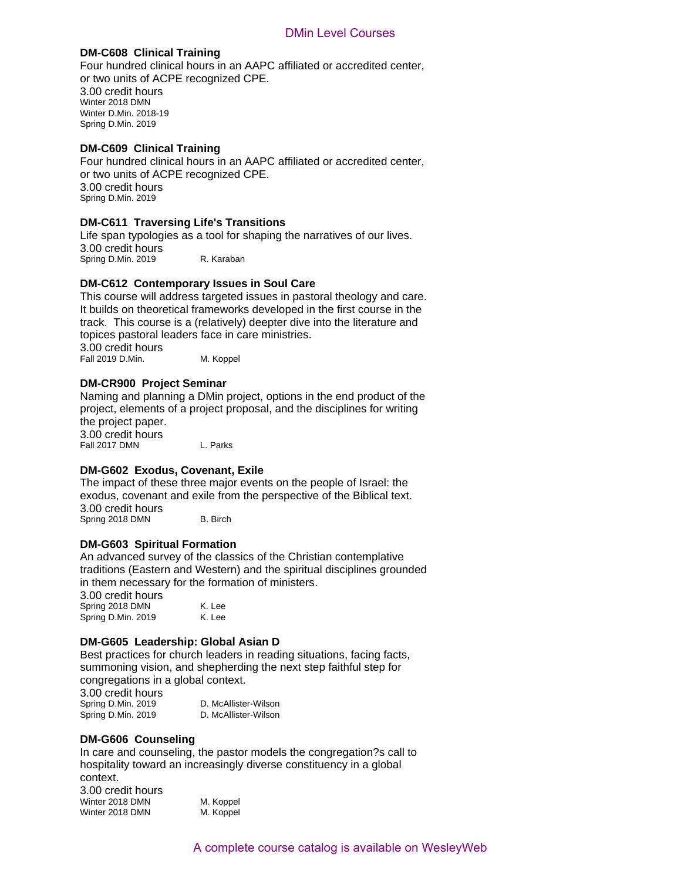## DMin Level Courses

**DM-C608  Clinical Training**

Four hundred clinical hours in an AAPC affiliated or accredited center, or two units of ACPE recognized CPE.

3.00 credit hours

Winter 2018 DMN
Winter D.Min. 2018-19
Spring D.Min. 2019

**DM-C609  Clinical Training**

Four hundred clinical hours in an AAPC affiliated or accredited center, or two units of ACPE recognized CPE.

3.00 credit hours

Spring D.Min. 2019

**DM-C611  Traversing Life's Transitions**

Life span typologies as a tool for shaping the narratives of our lives.

3.00 credit hours

Spring D.Min. 2019 — R. Karaban

**DM-C612  Contemporary Issues in Soul Care**

This course will address targeted issues in pastoral theology and care. It builds on theoretical frameworks developed in the first course in the track.  This course is a (relatively) deepter dive into the literature and topices pastoral leaders face in care ministries.

3.00 credit hours

Fall 2019 D.Min. — M. Koppel

**DM-CR900  Project Seminar**

Naming and planning a DMin project, options in the end product of the project, elements of a project proposal, and the disciplines for writing the project paper.

3.00 credit hours

Fall 2017 DMN — L. Parks

**DM-G602  Exodus, Covenant, Exile**

The impact of these three major events on the people of Israel: the exodus, covenant and exile from the perspective of the Biblical text.

3.00 credit hours

Spring 2018 DMN — B. Birch

**DM-G603  Spiritual Formation**

An advanced survey of the classics of the Christian contemplative traditions (Eastern and Western) and the spiritual disciplines grounded in them necessary for the formation of ministers.

3.00 credit hours

Spring 2018 DMN — K. Lee
Spring D.Min. 2019 — K. Lee

**DM-G605  Leadership: Global Asian D**

Best practices for church leaders in reading situations, facing facts, summoning vision, and shepherding the next step faithful step for congregations in a global context.

3.00 credit hours

Spring D.Min. 2019 — D. McAllister-Wilson
Spring D.Min. 2019 — D. McAllister-Wilson

**DM-G606  Counseling**

In care and counseling, the pastor models the congregation?s call to hospitality toward an increasingly diverse constituency in a global context.

3.00 credit hours

Winter 2018 DMN — M. Koppel
Winter 2018 DMN — M. Koppel

A complete course catalog is available on WesleyWeb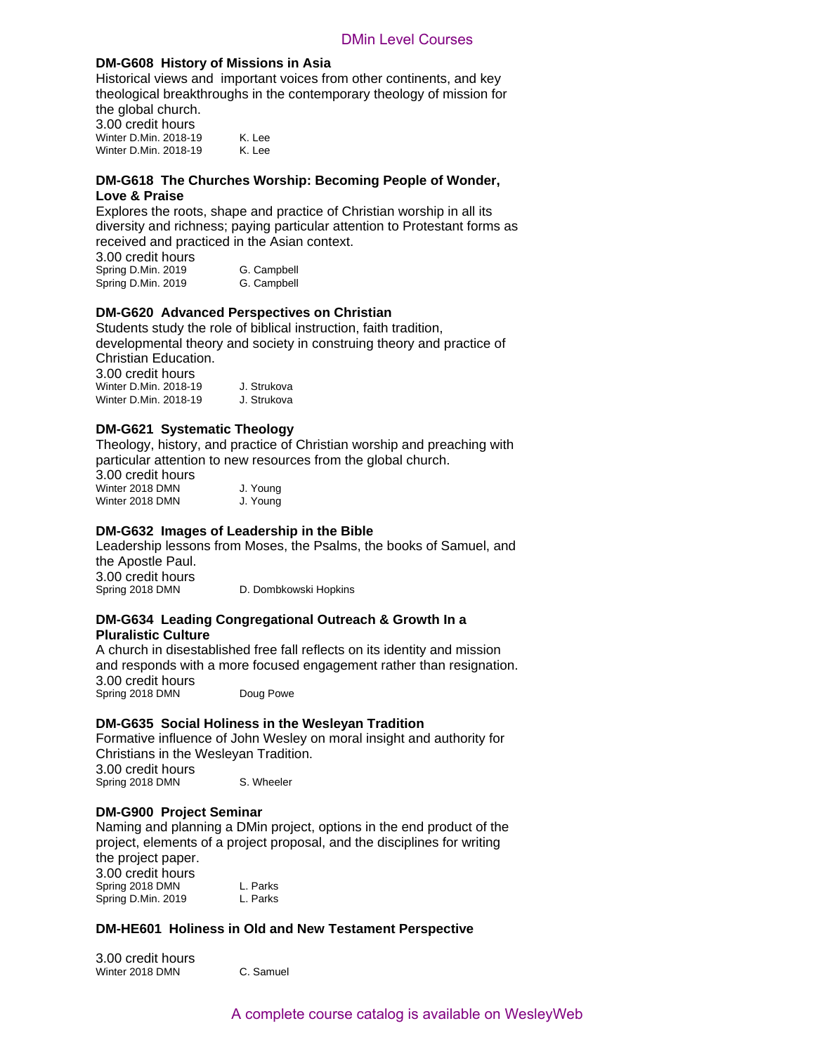## DMin Level Courses

### DM-G608 History of Missions in Asia

Historical views and important voices from other continents, and key theological breakthroughs in the contemporary theology of mission for the global church.

3.00 credit hours

Winter D.Min. 2018-19 K. Lee
Winter D.Min. 2018-19 K. Lee

### DM-G618 The Churches Worship: Becoming People of Wonder, Love & Praise

Explores the roots, shape and practice of Christian worship in all its diversity and richness; paying particular attention to Protestant forms as received and practiced in the Asian context.

3.00 credit hours

Spring D.Min. 2019 G. Campbell
Spring D.Min. 2019 G. Campbell

### DM-G620 Advanced Perspectives on Christian

Students study the role of biblical instruction, faith tradition, developmental theory and society in construing theory and practice of Christian Education.

3.00 credit hours

Winter D.Min. 2018-19 J. Strukova
Winter D.Min. 2018-19 J. Strukova

### DM-G621 Systematic Theology

Theology, history, and practice of Christian worship and preaching with particular attention to new resources from the global church.

3.00 credit hours

Winter 2018 DMN J. Young
Winter 2018 DMN J. Young

### DM-G632 Images of Leadership in the Bible

Leadership lessons from Moses, the Psalms, the books of Samuel, and the Apostle Paul.

3.00 credit hours

Spring 2018 DMN D. Dombkowski Hopkins

### DM-G634 Leading Congregational Outreach & Growth In a Pluralistic Culture

A church in disestablished free fall reflects on its identity and mission and responds with a more focused engagement rather than resignation.

3.00 credit hours

Spring 2018 DMN Doug Powe

### DM-G635 Social Holiness in the Wesleyan Tradition

Formative influence of John Wesley on moral insight and authority for Christians in the Wesleyan Tradition.

3.00 credit hours

Spring 2018 DMN S. Wheeler

### DM-G900 Project Seminar

Naming and planning a DMin project, options in the end product of the project, elements of a project proposal, and the disciplines for writing the project paper.

3.00 credit hours

Spring 2018 DMN L. Parks
Spring D.Min. 2019 L. Parks

### DM-HE601 Holiness in Old and New Testament Perspective

3.00 credit hours

Winter 2018 DMN C. Samuel

A complete course catalog is available on WesleyWeb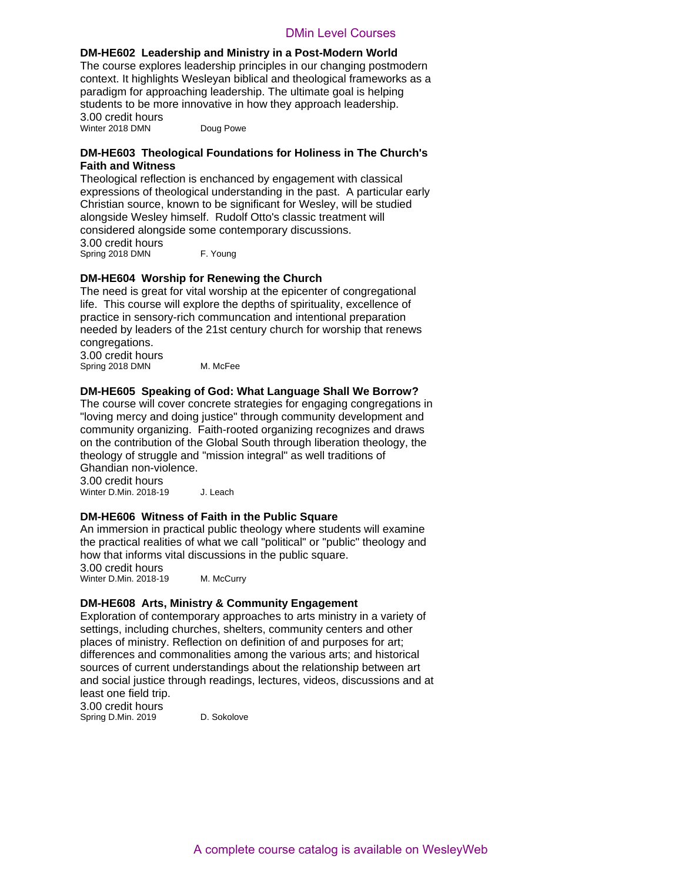## DMin Level Courses

**DM-HE602 Leadership and Ministry in a Post-Modern World**
The course explores leadership principles in our changing postmodern context. It highlights Wesleyan biblical and theological frameworks as a paradigm for approaching leadership. The ultimate goal is helping students to be more innovative in how they approach leadership.
3.00 credit hours
Winter 2018 DMN Doug Powe

**DM-HE603 Theological Foundations for Holiness in The Church's Faith and Witness**
Theological reflection is enchanced by engagement with classical expressions of theological understanding in the past. A particular early Christian source, known to be significant for Wesley, will be studied alongside Wesley himself. Rudolf Otto's classic treatment will considered alongside some contemporary discussions.
3.00 credit hours
Spring 2018 DMN F. Young

**DM-HE604 Worship for Renewing the Church**
The need is great for vital worship at the epicenter of congregational life. This course will explore the depths of spirituality, excellence of practice in sensory-rich communcation and intentional preparation needed by leaders of the 21st century church for worship that renews congregations.
3.00 credit hours
Spring 2018 DMN M. McFee

**DM-HE605 Speaking of God: What Language Shall We Borrow?**
The course will cover concrete strategies for engaging congregations in "loving mercy and doing justice" through community development and community organizing. Faith-rooted organizing recognizes and draws on the contribution of the Global South through liberation theology, the theology of struggle and "mission integral" as well traditions of Ghandian non-violence.
3.00 credit hours
Winter D.Min. 2018-19 J. Leach

**DM-HE606 Witness of Faith in the Public Square**
An immersion in practical public theology where students will examine the practical realities of what we call "political" or "public" theology and how that informs vital discussions in the public square.
3.00 credit hours
Winter D.Min. 2018-19 M. McCurry

**DM-HE608 Arts, Ministry & Community Engagement**
Exploration of contemporary approaches to arts ministry in a variety of settings, including churches, shelters, community centers and other places of ministry. Reflection on definition of and purposes for art; differences and commonalities among the various arts; and historical sources of current understandings about the relationship between art and social justice through readings, lectures, videos, discussions and at least one field trip.
3.00 credit hours
Spring D.Min. 2019 D. Sokolove

A complete course catalog is available on WesleyWeb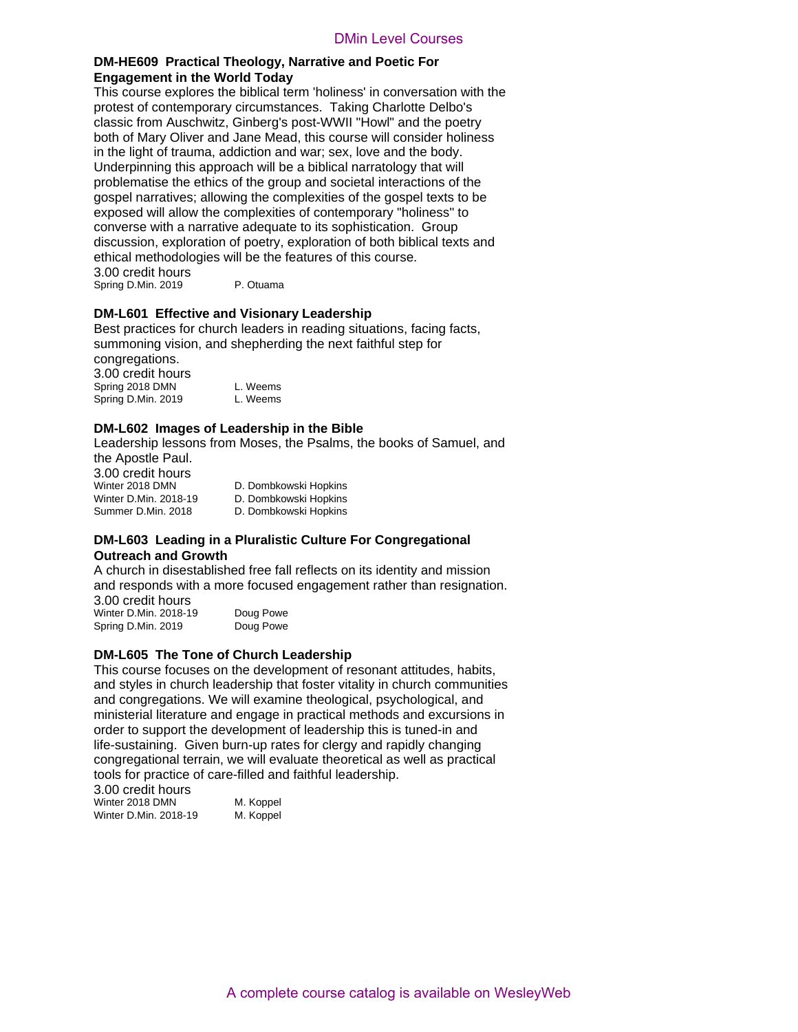## DMin Level Courses

**DM-HE609 Practical Theology, Narrative and Poetic For Engagement in the World Today**

This course explores the biblical term 'holiness' in conversation with the protest of contemporary circumstances. Taking Charlotte Delbo's classic from Auschwitz, Ginberg's post-WWII "Howl" and the poetry both of Mary Oliver and Jane Mead, this course will consider holiness in the light of trauma, addiction and war; sex, love and the body. Underpinning this approach will be a biblical narratology that will problematise the ethics of the group and societal interactions of the gospel narratives; allowing the complexities of the gospel texts to be exposed will allow the complexities of contemporary "holiness" to converse with a narrative adequate to its sophistication. Group discussion, exploration of poetry, exploration of both biblical texts and ethical methodologies will be the features of this course.

3.00 credit hours

| Term | Instructor |
|---|---|
| Spring D.Min. 2019 | P. Otuama |

**DM-L601 Effective and Visionary Leadership**

Best practices for church leaders in reading situations, facing facts, summoning vision, and shepherding the next faithful step for congregations.

3.00 credit hours

| Term | Instructor |
|---|---|
| Spring 2018 DMN | L. Weems |
| Spring D.Min. 2019 | L. Weems |

**DM-L602 Images of Leadership in the Bible**

Leadership lessons from Moses, the Psalms, the books of Samuel, and the Apostle Paul.

3.00 credit hours

| Term | Instructor |
|---|---|
| Winter 2018 DMN | D. Dombkowski Hopkins |
| Winter D.Min. 2018-19 | D. Dombkowski Hopkins |
| Summer D.Min. 2018 | D. Dombkowski Hopkins |

**DM-L603 Leading in a Pluralistic Culture For Congregational Outreach and Growth**

A church in disestablished free fall reflects on its identity and mission and responds with a more focused engagement rather than resignation.

3.00 credit hours

| Term | Instructor |
|---|---|
| Winter D.Min. 2018-19 | Doug Powe |
| Spring D.Min. 2019 | Doug Powe |

**DM-L605 The Tone of Church Leadership**

This course focuses on the development of resonant attitudes, habits, and styles in church leadership that foster vitality in church communities and congregations. We will examine theological, psychological, and ministerial literature and engage in practical methods and excursions in order to support the development of leadership this is tuned-in and life-sustaining. Given burn-up rates for clergy and rapidly changing congregational terrain, we will evaluate theoretical as well as practical tools for practice of care-filled and faithful leadership.

3.00 credit hours

| Term | Instructor |
|---|---|
| Winter 2018 DMN | M. Koppel |
| Winter D.Min. 2018-19 | M. Koppel |

A complete course catalog is available on WesleyWeb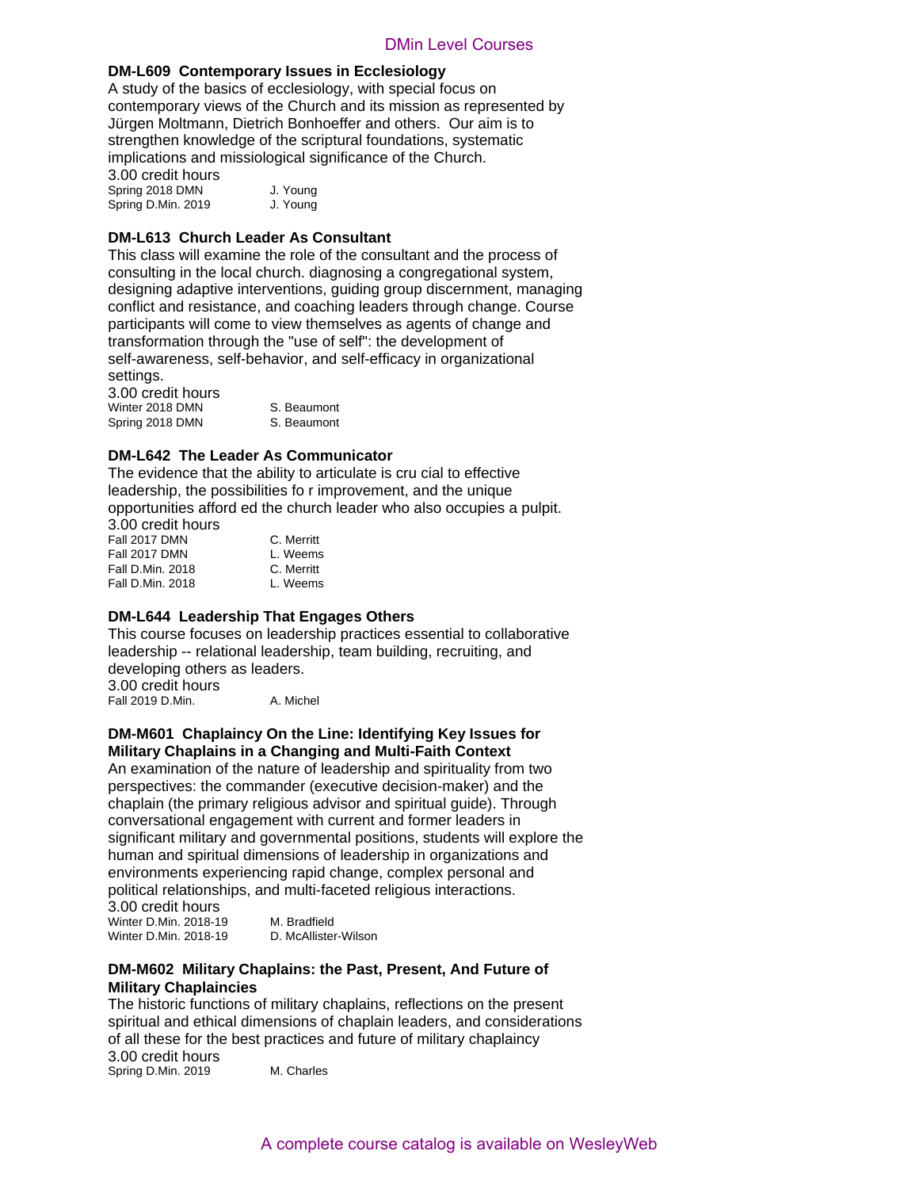## DMin Level Courses

**DM-L609 Contemporary Issues in Ecclesiology**

A study of the basics of ecclesiology, with special focus on contemporary views of the Church and its mission as represented by Jürgen Moltmann, Dietrich Bonhoeffer and others. Our aim is to strengthen knowledge of the scriptural foundations, systematic implications and missiological significance of the Church.

3.00 credit hours

| | |
|---|---|
| Spring 2018 DMN | J. Young |
| Spring D.Min. 2019 | J. Young |

**DM-L613 Church Leader As Consultant**

This class will examine the role of the consultant and the process of consulting in the local church. diagnosing a congregational system, designing adaptive interventions, guiding group discernment, managing conflict and resistance, and coaching leaders through change. Course participants will come to view themselves as agents of change and transformation through the "use of self": the development of self-awareness, self-behavior, and self-efficacy in organizational settings.

3.00 credit hours

| | |
|---|---|
| Winter 2018 DMN | S. Beaumont |
| Spring 2018 DMN | S. Beaumont |

**DM-L642 The Leader As Communicator**

The evidence that the ability to articulate is cru cial to effective leadership, the possibilities fo r improvement, and the unique opportunities afford ed the church leader who also occupies a pulpit.

3.00 credit hours

| | |
|---|---|
| Fall 2017 DMN | C. Merritt |
| Fall 2017 DMN | L. Weems |
| Fall D.Min. 2018 | C. Merritt |
| Fall D.Min. 2018 | L. Weems |

**DM-L644 Leadership That Engages Others**

This course focuses on leadership practices essential to collaborative leadership -- relational leadership, team building, recruiting, and developing others as leaders.

3.00 credit hours

| | |
|---|---|
| Fall 2019 D.Min. | A. Michel |

**DM-M601 Chaplaincy On the Line: Identifying Key Issues for Military Chaplains in a Changing and Multi-Faith Context**

An examination of the nature of leadership and spirituality from two perspectives: the commander (executive decision-maker) and the chaplain (the primary religious advisor and spiritual guide). Through conversational engagement with current and former leaders in significant military and governmental positions, students will explore the human and spiritual dimensions of leadership in organizations and environments experiencing rapid change, complex personal and political relationships, and multi-faceted religious interactions.

3.00 credit hours

| | |
|---|---|
| Winter D.Min. 2018-19 | M. Bradfield |
| Winter D.Min. 2018-19 | D. McAllister-Wilson |

**DM-M602 Military Chaplains: the Past, Present, And Future of Military Chaplaincies**

The historic functions of military chaplains, reflections on the present spiritual and ethical dimensions of chaplain leaders, and considerations of all these for the best practices and future of military chaplaincy

3.00 credit hours

| | |
|---|---|
| Spring D.Min. 2019 | M. Charles |

A complete course catalog is available on WesleyWeb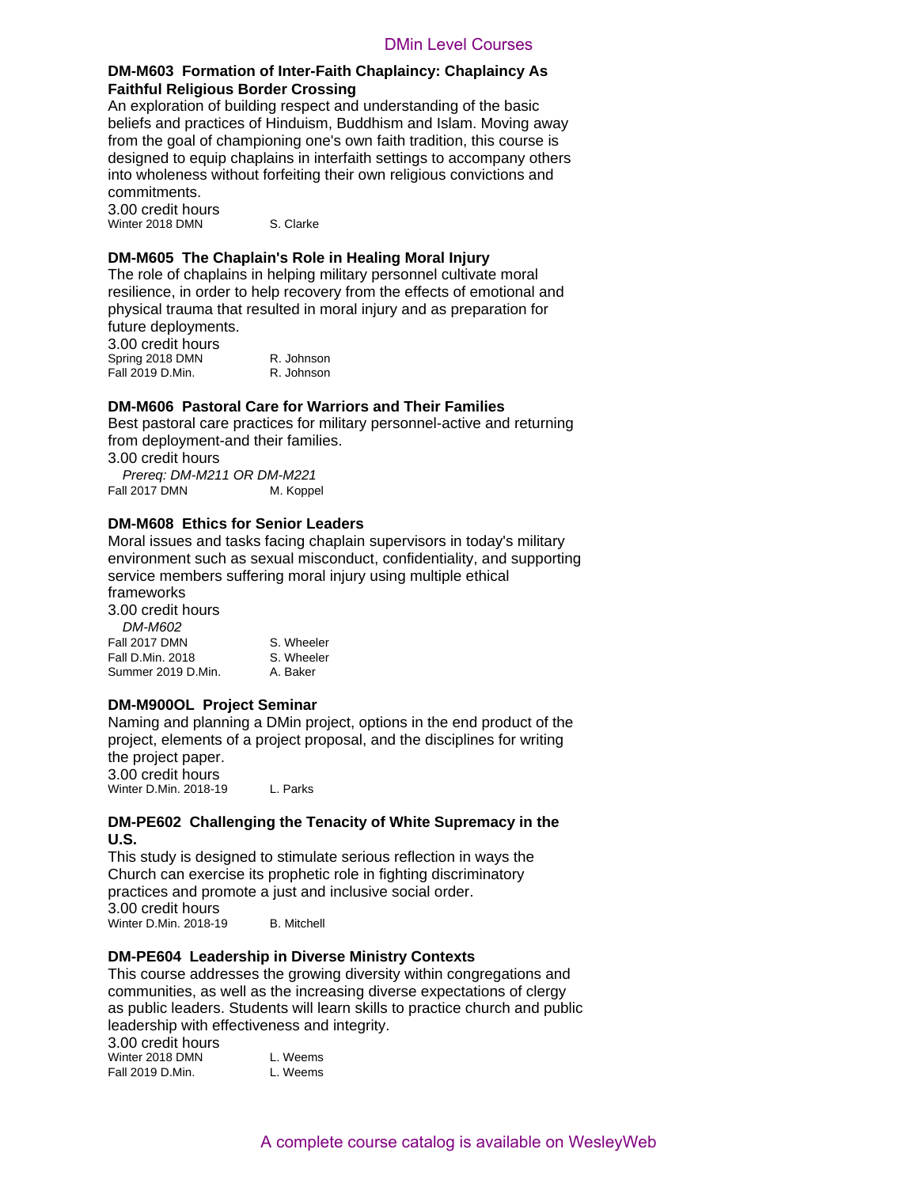## DMin Level Courses

### DM-M603 Formation of Inter-Faith Chaplaincy: Chaplaincy As Faithful Religious Border Crossing

An exploration of building respect and understanding of the basic beliefs and practices of Hinduism, Buddhism and Islam. Moving away from the goal of championing one's own faith tradition, this course is designed to equip chaplains in interfaith settings to accompany others into wholeness without forfeiting their own religious convictions and commitments.

3.00 credit hours

Winter 2018 DMN S. Clarke

### DM-M605 The Chaplain's Role in Healing Moral Injury

The role of chaplains in helping military personnel cultivate moral resilience, in order to help recovery from the effects of emotional and physical trauma that resulted in moral injury and as preparation for future deployments.

3.00 credit hours

Spring 2018 DMN R. Johnson
Fall 2019 D.Min. R. Johnson

### DM-M606 Pastoral Care for Warriors and Their Families

Best pastoral care practices for military personnel-active and returning from deployment-and their families.

3.00 credit hours

*Prereq: DM-M211 OR DM-M221*

Fall 2017 DMN M. Koppel

### DM-M608 Ethics for Senior Leaders

Moral issues and tasks facing chaplain supervisors in today's military environment such as sexual misconduct, confidentiality, and supporting service members suffering moral injury using multiple ethical frameworks

3.00 credit hours

*DM-M602*

Fall 2017 DMN S. Wheeler
Fall D.Min. 2018 S. Wheeler
Summer 2019 D.Min. A. Baker

### DM-M900OL Project Seminar

Naming and planning a DMin project, options in the end product of the project, elements of a project proposal, and the disciplines for writing the project paper.

3.00 credit hours

Winter D.Min. 2018-19 L. Parks

### DM-PE602 Challenging the Tenacity of White Supremacy in the U.S.

This study is designed to stimulate serious reflection in ways the Church can exercise its prophetic role in fighting discriminatory practices and promote a just and inclusive social order.

3.00 credit hours

Winter D.Min. 2018-19 B. Mitchell

### DM-PE604 Leadership in Diverse Ministry Contexts

This course addresses the growing diversity within congregations and communities, as well as the increasing diverse expectations of clergy as public leaders. Students will learn skills to practice church and public leadership with effectiveness and integrity.

3.00 credit hours

Winter 2018 DMN L. Weems
Fall 2019 D.Min. L. Weems

A complete course catalog is available on WesleyWeb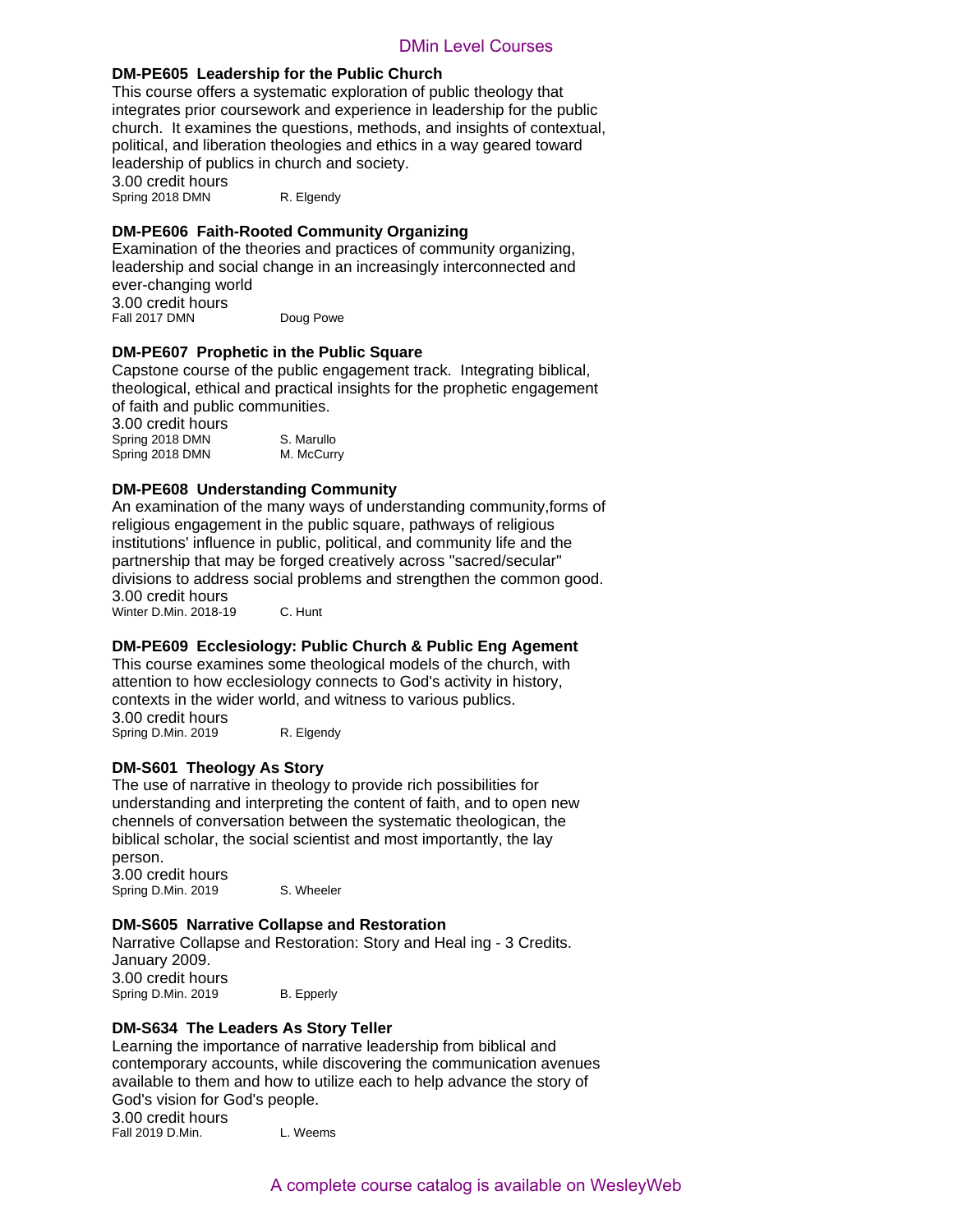## DMin Level Courses

**DM-PE605 Leadership for the Public Church**

This course offers a systematic exploration of public theology that integrates prior coursework and experience in leadership for the public church. It examines the questions, methods, and insights of contextual, political, and liberation theologies and ethics in a way geared toward leadership of publics in church and society.

3.00 credit hours

Spring 2018 DMN R. Elgendy

**DM-PE606 Faith-Rooted Community Organizing**

Examination of the theories and practices of community organizing, leadership and social change in an increasingly interconnected and ever-changing world

3.00 credit hours

Fall 2017 DMN Doug Powe

**DM-PE607 Prophetic in the Public Square**

Capstone course of the public engagement track. Integrating biblical, theological, ethical and practical insights for the prophetic engagement of faith and public communities.

3.00 credit hours

Spring 2018 DMN S. Marullo
Spring 2018 DMN M. McCurry

**DM-PE608 Understanding Community**

An examination of the many ways of understanding community,forms of religious engagement in the public square, pathways of religious institutions' influence in public, political, and community life and the partnership that may be forged creatively across "sacred/secular" divisions to address social problems and strengthen the common good.

3.00 credit hours

Winter D.Min. 2018-19 C. Hunt

**DM-PE609 Ecclesiology: Public Church & Public Eng Agement**

This course examines some theological models of the church, with attention to how ecclesiology connects to God's activity in history, contexts in the wider world, and witness to various publics.

3.00 credit hours

Spring D.Min. 2019 R. Elgendy

**DM-S601 Theology As Story**

The use of narrative in theology to provide rich possibilities for understanding and interpreting the content of faith, and to open new chennels of conversation between the systematic theologican, the biblical scholar, the social scientist and most importantly, the lay person.

3.00 credit hours

Spring D.Min. 2019 S. Wheeler

**DM-S605 Narrative Collapse and Restoration**

Narrative Collapse and Restoration: Story and Heal ing - 3 Credits. January 2009.

3.00 credit hours

Spring D.Min. 2019 B. Epperly

**DM-S634 The Leaders As Story Teller**

Learning the importance of narrative leadership from biblical and contemporary accounts, while discovering the communication avenues available to them and how to utilize each to help advance the story of God's vision for God's people.

3.00 credit hours

Fall 2019 D.Min. L. Weems

A complete course catalog is available on WesleyWeb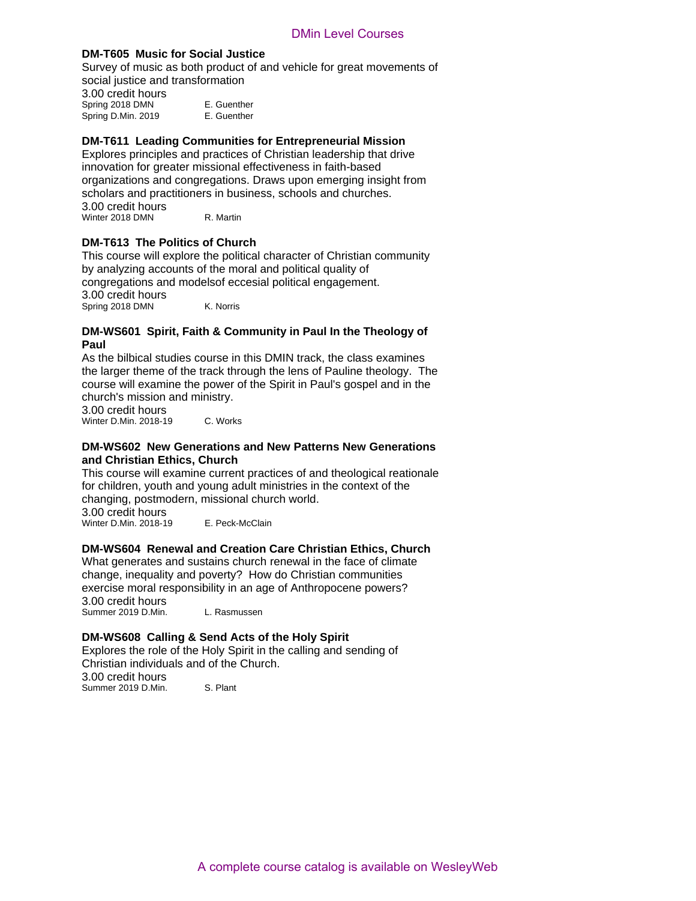## DMin Level Courses

**DM-T605 Music for Social Justice**
Survey of music as both product of and vehicle for great movements of social justice and transformation
3.00 credit hours
Spring 2018 DMN E. Guenther
Spring D.Min. 2019 E. Guenther

**DM-T611 Leading Communities for Entrepreneurial Mission**
Explores principles and practices of Christian leadership that drive innovation for greater missional effectiveness in faith-based organizations and congregations. Draws upon emerging insight from scholars and practitioners in business, schools and churches.
3.00 credit hours
Winter 2018 DMN R. Martin

**DM-T613 The Politics of Church**
This course will explore the political character of Christian community by analyzing accounts of the moral and political quality of congregations and modelsof eccesial political engagement.
3.00 credit hours
Spring 2018 DMN K. Norris

**DM-WS601 Spirit, Faith & Community in Paul In the Theology of Paul**
As the bilbical studies course in this DMIN track, the class examines the larger theme of the track through the lens of Pauline theology. The course will examine the power of the Spirit in Paul's gospel and in the church's mission and ministry.
3.00 credit hours
Winter D.Min. 2018-19 C. Works

**DM-WS602 New Generations and New Patterns New Generations and Christian Ethics, Church**
This course will examine current practices of and theological reationale for children, youth and young adult ministries in the context of the changing, postmodern, missional church world.
3.00 credit hours
Winter D.Min. 2018-19 E. Peck-McClain

**DM-WS604 Renewal and Creation Care Christian Ethics, Church**
What generates and sustains church renewal in the face of climate change, inequality and poverty? How do Christian communities exercise moral responsibility in an age of Anthropocene powers?
3.00 credit hours
Summer 2019 D.Min. L. Rasmussen

**DM-WS608 Calling & Send Acts of the Holy Spirit**
Explores the role of the Holy Spirit in the calling and sending of Christian individuals and of the Church.
3.00 credit hours
Summer 2019 D.Min. S. Plant

A complete course catalog is available on WesleyWeb